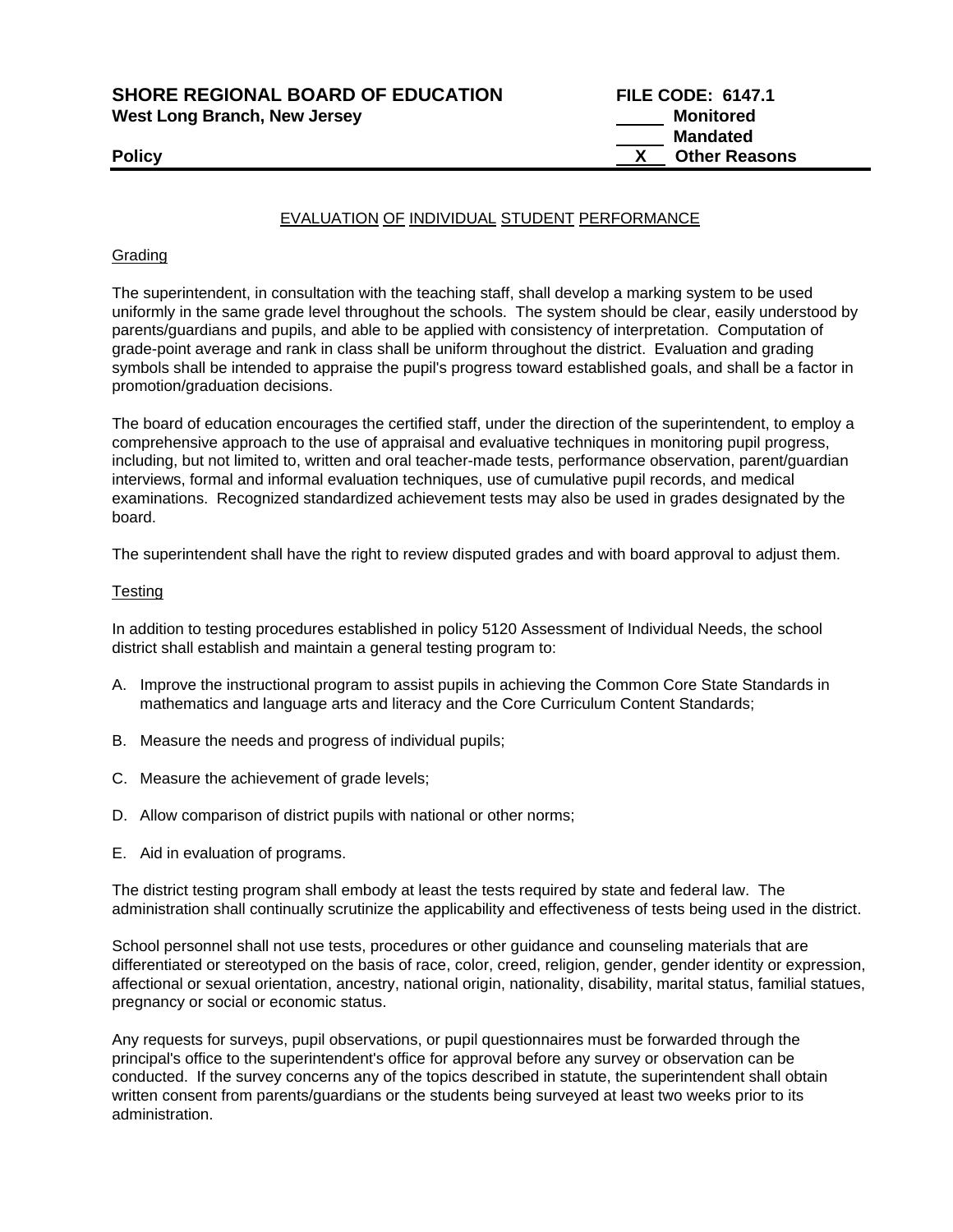**SHORE REGIONAL BOARD OF EDUCATION**
**West Long Branch, New Jersey**

**FILE CODE: 6147.1**
**_____ Monitored**
**_____ Mandated**
**__X__ Other Reasons**

**Policy**

# EVALUATION OF INDIVIDUAL STUDENT PERFORMANCE

## Grading

The superintendent, in consultation with the teaching staff, shall develop a marking system to be used uniformly in the same grade level throughout the schools. The system should be clear, easily understood by parents/guardians and pupils, and able to be applied with consistency of interpretation. Computation of grade-point average and rank in class shall be uniform throughout the district. Evaluation and grading symbols shall be intended to appraise the pupil's progress toward established goals, and shall be a factor in promotion/graduation decisions.

The board of education encourages the certified staff, under the direction of the superintendent, to employ a comprehensive approach to the use of appraisal and evaluative techniques in monitoring pupil progress, including, but not limited to, written and oral teacher-made tests, performance observation, parent/guardian interviews, formal and informal evaluation techniques, use of cumulative pupil records, and medical examinations. Recognized standardized achievement tests may also be used in grades designated by the board.

The superintendent shall have the right to review disputed grades and with board approval to adjust them.

## Testing

In addition to testing procedures established in policy 5120 Assessment of Individual Needs, the school district shall establish and maintain a general testing program to:

A. Improve the instructional program to assist pupils in achieving the Common Core State Standards in mathematics and language arts and literacy and the Core Curriculum Content Standards;

B. Measure the needs and progress of individual pupils;

C. Measure the achievement of grade levels;

D. Allow comparison of district pupils with national or other norms;

E. Aid in evaluation of programs.

The district testing program shall embody at least the tests required by state and federal law. The administration shall continually scrutinize the applicability and effectiveness of tests being used in the district.

School personnel shall not use tests, procedures or other guidance and counseling materials that are differentiated or stereotyped on the basis of race, color, creed, religion, gender, gender identity or expression, affectional or sexual orientation, ancestry, national origin, nationality, disability, marital status, familial statues, pregnancy or social or economic status.

Any requests for surveys, pupil observations, or pupil questionnaires must be forwarded through the principal's office to the superintendent's office for approval before any survey or observation can be conducted. If the survey concerns any of the topics described in statute, the superintendent shall obtain written consent from parents/guardians or the students being surveyed at least two weeks prior to its administration.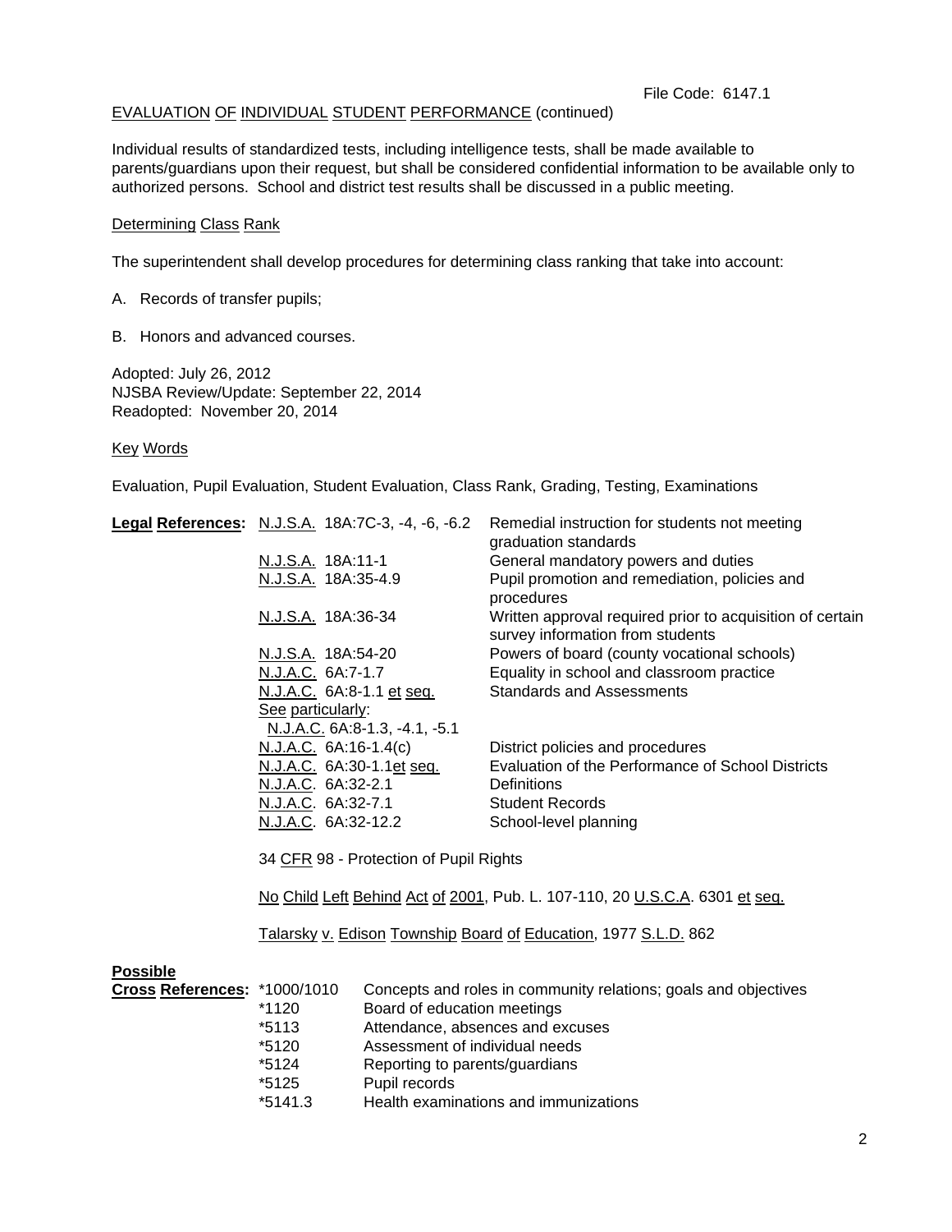File Code: 6147.1

EVALUATION OF INDIVIDUAL STUDENT PERFORMANCE (continued)

Individual results of standardized tests, including intelligence tests, shall be made available to parents/guardians upon their request, but shall be considered confidential information to be available only to authorized persons. School and district test results shall be discussed in a public meeting.

Determining Class Rank

The superintendent shall develop procedures for determining class ranking that take into account:

A. Records of transfer pupils;

B. Honors and advanced courses.

Adopted: July 26, 2012
NJSBA Review/Update: September 22, 2014
Readopted: November 20, 2014

Key Words

Evaluation, Pupil Evaluation, Student Evaluation, Class Rank, Grading, Testing, Examinations

**Legal References:**

| | |
|---|---|
| N.J.S.A. 18A:7C-3, -4, -6, -6.2 | Remedial instruction for students not meeting graduation standards |
| N.J.S.A. 18A:11-1 | General mandatory powers and duties |
| N.J.S.A. 18A:35-4.9 | Pupil promotion and remediation, policies and procedures |
| N.J.S.A. 18A:36-34 | Written approval required prior to acquisition of certain survey information from students |
| N.J.S.A. 18A:54-20 | Powers of board (county vocational schools) |
| N.J.A.C. 6A:7-1.7 | Equality in school and classroom practice |
| N.J.A.C. 6A:8-1.1 et seq. | Standards and Assessments |
| See particularly: N.J.A.C. 6A:8-1.3, -4.1, -5.1 | |
| N.J.A.C. 6A:16-1.4(c) | District policies and procedures |
| N.J.A.C. 6A:30-1.1et seq. | Evaluation of the Performance of School Districts |
| N.J.A.C. 6A:32-2.1 | Definitions |
| N.J.A.C. 6A:32-7.1 | Student Records |
| N.J.A.C. 6A:32-12.2 | School-level planning |

34 CFR 98 - Protection of Pupil Rights

No Child Left Behind Act of 2001, Pub. L. 107-110, 20 U.S.C.A. 6301 et seq.

Talarsky v. Edison Township Board of Education, 1977 S.L.D. 862

**Possible Cross References:**

| | |
|---|---|
| *1000/1010 | Concepts and roles in community relations; goals and objectives |
| *1120 | Board of education meetings |
| *5113 | Attendance, absences and excuses |
| *5120 | Assessment of individual needs |
| *5124 | Reporting to parents/guardians |
| *5125 | Pupil records |
| *5141.3 | Health examinations and immunizations |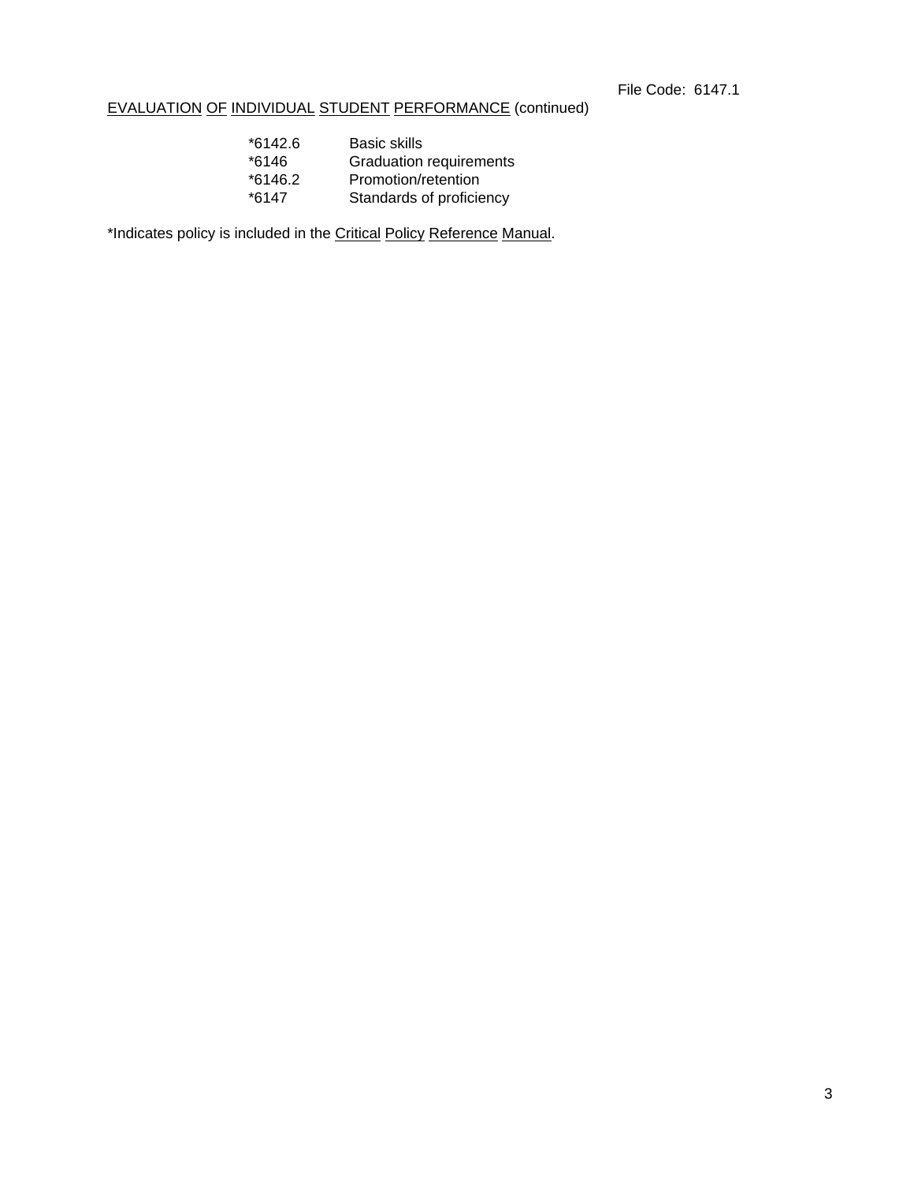File Code: 6147.1

EVALUATION OF INDIVIDUAL STUDENT PERFORMANCE (continued)

| | |
|---|---|
| *6142.6 | Basic skills |
| *6146 | Graduation requirements |
| *6146.2 | Promotion/retention |
| *6147 | Standards of proficiency |

*Indicates policy is included in the Critical Policy Reference Manual.